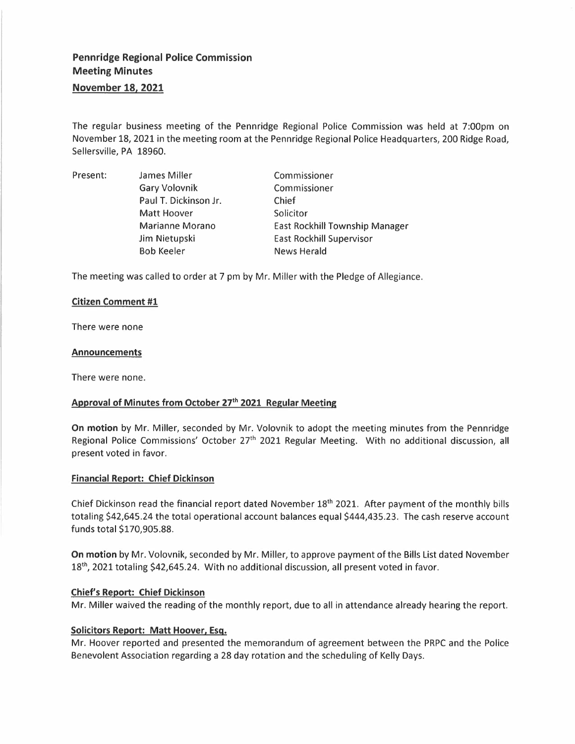**Pennridge Regional Police Commission**
**Meeting Minutes**
**November 18, 2021**

The regular business meeting of the Pennridge Regional Police Commission was held at 7:00pm on November 18, 2021 in the meeting room at the Pennridge Regional Police Headquarters, 200 Ridge Road, Sellersville, PA 18960.

| Present: | James Miller | Commissioner |
|---|---|---|
| | Gary Volovnik | Commissioner |
| | Paul T. Dickinson Jr. | Chief |
| | Matt Hoover | Solicitor |
| | Marianne Morano | East Rockhill Township Manager |
| | Jim Nietupski | East Rockhill Supervisor |
| | Bob Keeler | News Herald |

The meeting was called to order at 7 pm by Mr. Miller with the Pledge of Allegiance.

**Citizen Comment #1**

There were none

**Announcements**

There were none.

**Approval of Minutes from October 27th 2021 Regular Meeting**

**On motion** by Mr. Miller, seconded by Mr. Volovnik to adopt the meeting minutes from the Pennridge Regional Police Commissions' October 27th 2021 Regular Meeting. With no additional discussion, all present voted in favor.

**Financial Report: Chief Dickinson**

Chief Dickinson read the financial report dated November 18th 2021. After payment of the monthly bills totaling $42,645.24 the total operational account balances equal $444,435.23. The cash reserve account funds total $170,905.88.

**On motion** by Mr. Volovnik, seconded by Mr. Miller, to approve payment of the Bills List dated November 18th, 2021 totaling $42,645.24. With no additional discussion, all present voted in favor.

**Chief's Report: Chief Dickinson**

Mr. Miller waived the reading of the monthly report, due to all in attendance already hearing the report.

**Solicitors Report: Matt Hoover, Esq.**

Mr. Hoover reported and presented the memorandum of agreement between the PRPC and the Police Benevolent Association regarding a 28 day rotation and the scheduling of Kelly Days.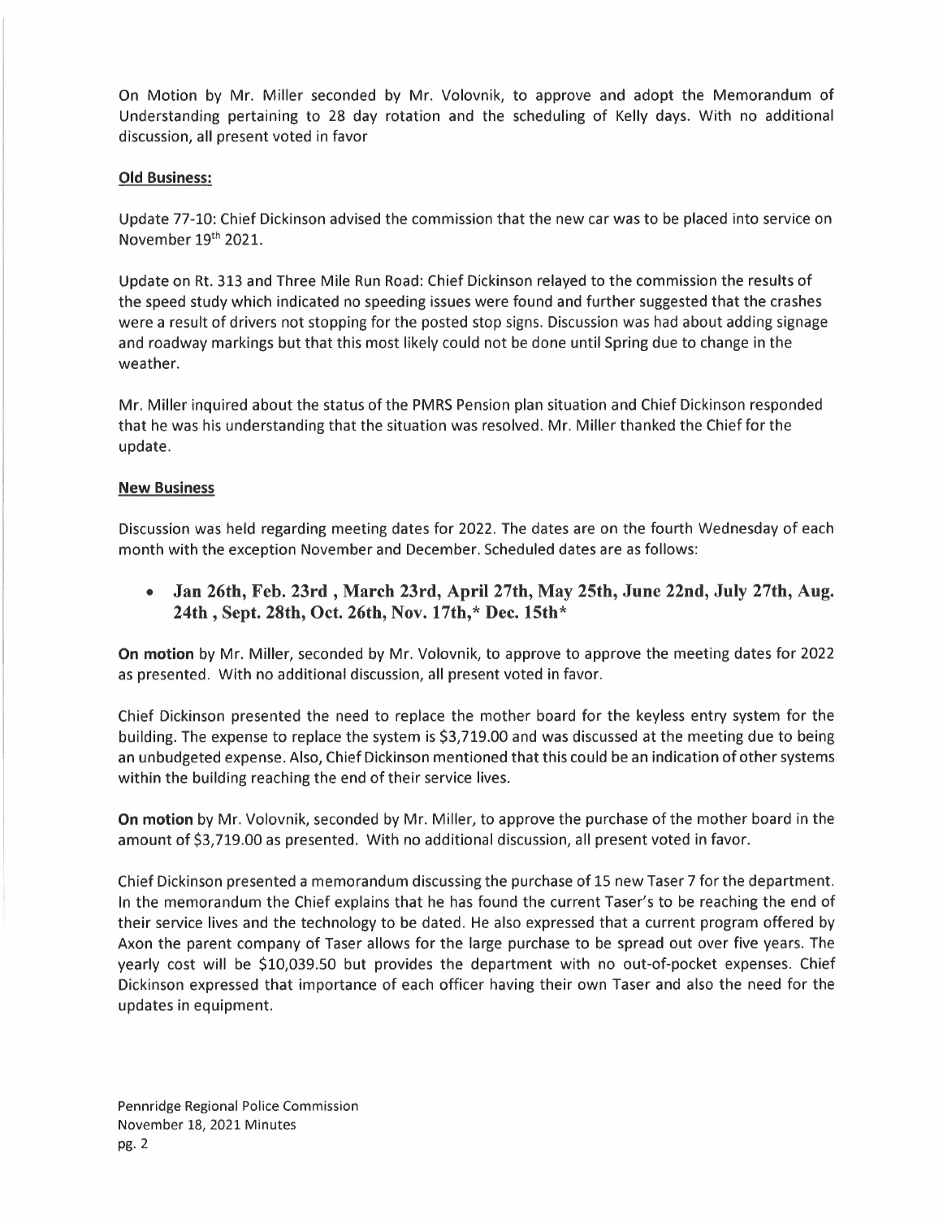On Motion by Mr. Miller seconded by Mr. Volovnik, to approve and adopt the Memorandum of Understanding pertaining to 28 day rotation and the scheduling of Kelly days. With no additional discussion, all present voted in favor

**Old Business:**

Update 77-10: Chief Dickinson advised the commission that the new car was to be placed into service on November 19th 2021.

Update on Rt. 313 and Three Mile Run Road: Chief Dickinson relayed to the commission the results of the speed study which indicated no speeding issues were found and further suggested that the crashes were a result of drivers not stopping for the posted stop signs. Discussion was had about adding signage and roadway markings but that this most likely could not be done until Spring due to change in the weather.

Mr. Miller inquired about the status of the PMRS Pension plan situation and Chief Dickinson responded that he was his understanding that the situation was resolved. Mr. Miller thanked the Chief for the update.

**New Business**

Discussion was held regarding meeting dates for 2022. The dates are on the fourth Wednesday of each month with the exception November and December. Scheduled dates are as follows:

- **Jan 26th, Feb. 23rd , March 23rd, April 27th, May 25th, June 22nd, July 27th, Aug. 24th , Sept. 28th, Oct. 26th, Nov. 17th,* Dec. 15th***

**On motion** by Mr. Miller, seconded by Mr. Volovnik, to approve to approve the meeting dates for 2022 as presented. With no additional discussion, all present voted in favor.

Chief Dickinson presented the need to replace the mother board for the keyless entry system for the building. The expense to replace the system is $3,719.00 and was discussed at the meeting due to being an unbudgeted expense. Also, Chief Dickinson mentioned that this could be an indication of other systems within the building reaching the end of their service lives.

**On motion** by Mr. Volovnik, seconded by Mr. Miller, to approve the purchase of the mother board in the amount of $3,719.00 as presented. With no additional discussion, all present voted in favor.

Chief Dickinson presented a memorandum discussing the purchase of 15 new Taser 7 for the department. In the memorandum the Chief explains that he has found the current Taser's to be reaching the end of their service lives and the technology to be dated. He also expressed that a current program offered by Axon the parent company of Taser allows for the large purchase to be spread out over five years. The yearly cost will be $10,039.50 but provides the department with no out-of-pocket expenses. Chief Dickinson expressed that importance of each officer having their own Taser and also the need for the updates in equipment.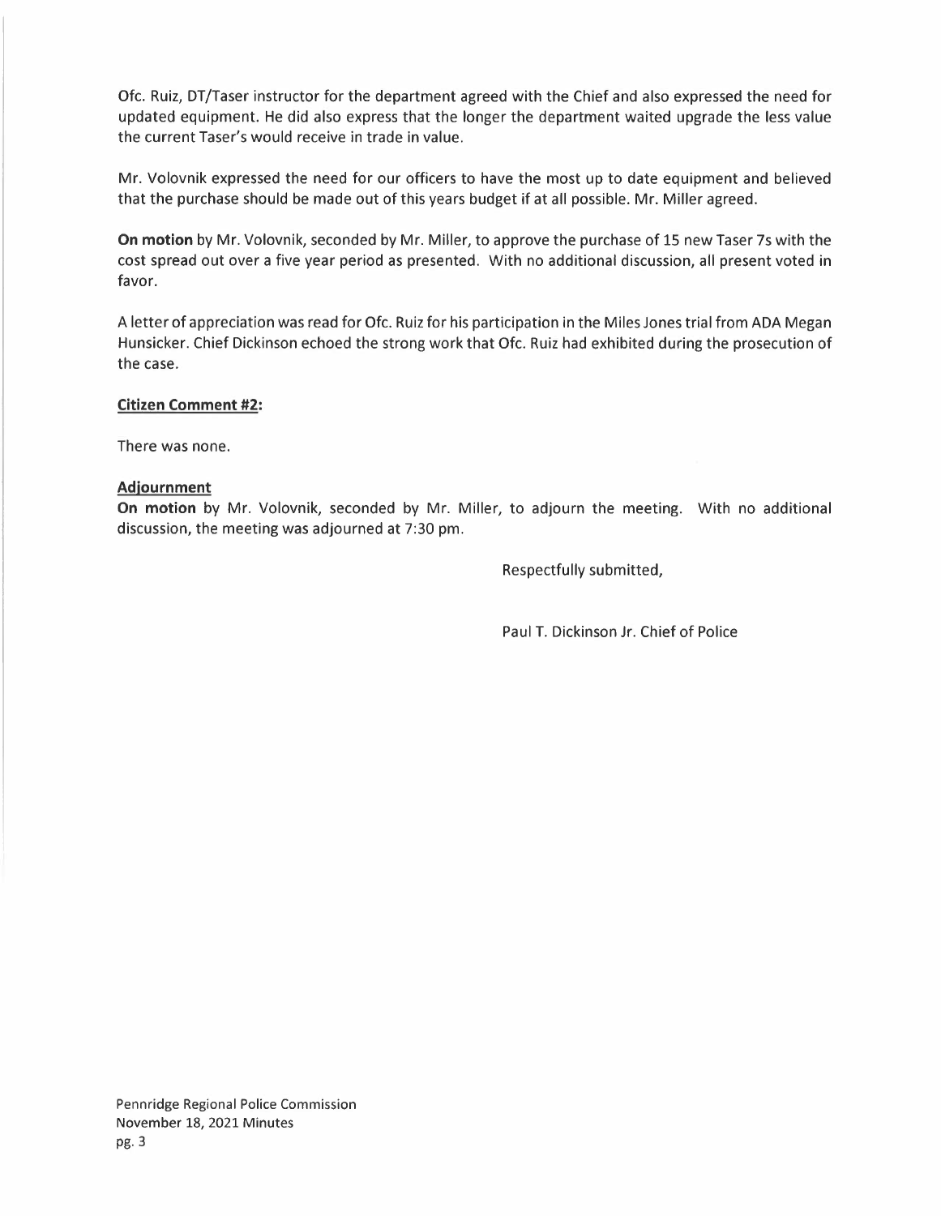Ofc. Ruiz, DT/Taser instructor for the department agreed with the Chief and also expressed the need for updated equipment. He did also express that the longer the department waited upgrade the less value the current Taser's would receive in trade in value.

Mr. Volovnik expressed the need for our officers to have the most up to date equipment and believed that the purchase should be made out of this years budget if at all possible. Mr. Miller agreed.

**On motion** by Mr. Volovnik, seconded by Mr. Miller, to approve the purchase of 15 new Taser 7s with the cost spread out over a five year period as presented. With no additional discussion, all present voted in favor.

A letter of appreciation was read for Ofc. Ruiz for his participation in the Miles Jones trial from ADA Megan Hunsicker. Chief Dickinson echoed the strong work that Ofc. Ruiz had exhibited during the prosecution of the case.

**Citizen Comment #2:**

There was none.

**Adjournment**

**On motion** by Mr. Volovnik, seconded by Mr. Miller, to adjourn the meeting. With no additional discussion, the meeting was adjourned at 7:30 pm.

Respectfully submitted,

Paul T. Dickinson Jr. Chief of Police

Pennridge Regional Police Commission
November 18, 2021 Minutes